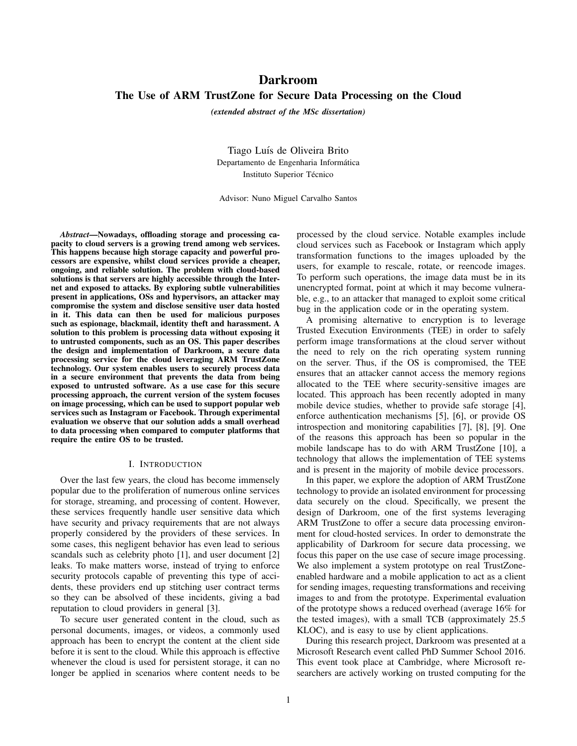# Darkroom

## The Use of ARM TrustZone for Secure Data Processing on the Cloud

*(extended abstract of the MSc dissertation)*

Tiago Luís de Oliveira Brito
Departamento de Engenharia Informática
Instituto Superior Técnico

Advisor: Nuno Miguel Carvalho Santos

***Abstract*—Nowadays, offloading storage and processing capacity to cloud servers is a growing trend among web services. This happens because high storage capacity and powerful processors are expensive, whilst cloud services provide a cheaper, ongoing, and reliable solution. The problem with cloud-based solutions is that servers are highly accessible through the Internet and exposed to attacks. By exploring subtle vulnerabilities present in applications, OSs and hypervisors, an attacker may compromise the system and disclose sensitive user data hosted in it. This data can then be used for malicious purposes such as espionage, blackmail, identity theft and harassment. A solution to this problem is processing data without exposing it to untrusted components, such as an OS. This paper describes the design and implementation of Darkroom, a secure data processing service for the cloud leveraging ARM TrustZone technology. Our system enables users to securely process data in a secure environment that prevents the data from being exposed to untrusted software. As a use case for this secure processing approach, the current version of the system focuses on image processing, which can be used to support popular web services such as Instagram or Facebook. Through experimental evaluation we observe that our solution adds a small overhead to data processing when compared to computer platforms that require the entire OS to be trusted.**

## I. Introduction

Over the last few years, the cloud has become immensely popular due to the proliferation of numerous online services for storage, streaming, and processing of content. However, these services frequently handle user sensitive data which have security and privacy requirements that are not always properly considered by the providers of these services. In some cases, this negligent behavior has even lead to serious scandals such as celebrity photo [1], and user document [2] leaks. To make matters worse, instead of trying to enforce security protocols capable of preventing this type of accidents, these providers end up stitching user contract terms so they can be absolved of these incidents, giving a bad reputation to cloud providers in general [3].

To secure user generated content in the cloud, such as personal documents, images, or videos, a commonly used approach has been to encrypt the content at the client side before it is sent to the cloud. While this approach is effective whenever the cloud is used for persistent storage, it can no longer be applied in scenarios where content needs to be processed by the cloud service. Notable examples include cloud services such as Facebook or Instagram which apply transformation functions to the images uploaded by the users, for example to rescale, rotate, or reencode images. To perform such operations, the image data must be in its unencrypted format, point at which it may become vulnerable, e.g., to an attacker that managed to exploit some critical bug in the application code or in the operating system.

A promising alternative to encryption is to leverage Trusted Execution Environments (TEE) in order to safely perform image transformations at the cloud server without the need to rely on the rich operating system running on the server. Thus, if the OS is compromised, the TEE ensures that an attacker cannot access the memory regions allocated to the TEE where security-sensitive images are located. This approach has been recently adopted in many mobile device studies, whether to provide safe storage [4], enforce authentication mechanisms [5], [6], or provide OS introspection and monitoring capabilities [7], [8], [9]. One of the reasons this approach has been so popular in the mobile landscape has to do with ARM TrustZone [10], a technology that allows the implementation of TEE systems and is present in the majority of mobile device processors.

In this paper, we explore the adoption of ARM TrustZone technology to provide an isolated environment for processing data securely on the cloud. Specifically, we present the design of Darkroom, one of the first systems leveraging ARM TrustZone to offer a secure data processing environment for cloud-hosted services. In order to demonstrate the applicability of Darkroom for secure data processing, we focus this paper on the use case of secure image processing. We also implement a system prototype on real TrustZone-enabled hardware and a mobile application to act as a client for sending images, requesting transformations and receiving images to and from the prototype. Experimental evaluation of the prototype shows a reduced overhead (average 16% for the tested images), with a small TCB (approximately 25.5 KLOC), and is easy to use by client applications.

During this research project, Darkroom was presented at a Microsoft Research event called PhD Summer School 2016. This event took place at Cambridge, where Microsoft researchers are actively working on trusted computing for the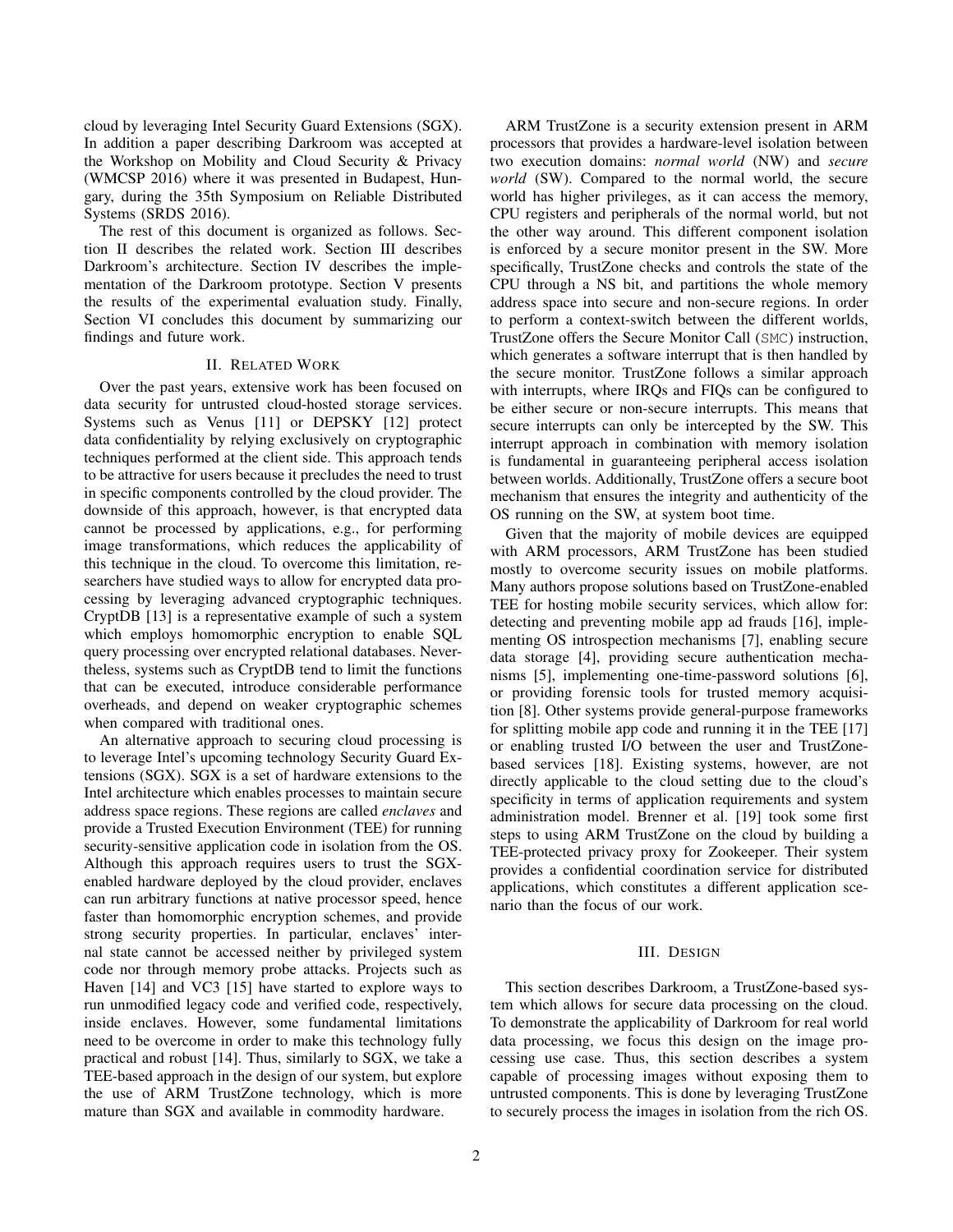cloud by leveraging Intel Security Guard Extensions (SGX). In addition a paper describing Darkroom was accepted at the Workshop on Mobility and Cloud Security & Privacy (WMCSP 2016) where it was presented in Budapest, Hungary, during the 35th Symposium on Reliable Distributed Systems (SRDS 2016).

The rest of this document is organized as follows. Section II describes the related work. Section III describes Darkroom's architecture. Section IV describes the implementation of the Darkroom prototype. Section V presents the results of the experimental evaluation study. Finally, Section VI concludes this document by summarizing our findings and future work.

## II. Related Work

Over the past years, extensive work has been focused on data security for untrusted cloud-hosted storage services. Systems such as Venus [11] or DEPSKY [12] protect data confidentiality by relying exclusively on cryptographic techniques performed at the client side. This approach tends to be attractive for users because it precludes the need to trust in specific components controlled by the cloud provider. The downside of this approach, however, is that encrypted data cannot be processed by applications, e.g., for performing image transformations, which reduces the applicability of this technique in the cloud. To overcome this limitation, researchers have studied ways to allow for encrypted data processing by leveraging advanced cryptographic techniques. CryptDB [13] is a representative example of such a system which employs homomorphic encryption to enable SQL query processing over encrypted relational databases. Nevertheless, systems such as CryptDB tend to limit the functions that can be executed, introduce considerable performance overheads, and depend on weaker cryptographic schemes when compared with traditional ones.

An alternative approach to securing cloud processing is to leverage Intel's upcoming technology Security Guard Extensions (SGX). SGX is a set of hardware extensions to the Intel architecture which enables processes to maintain secure address space regions. These regions are called *enclaves* and provide a Trusted Execution Environment (TEE) for running security-sensitive application code in isolation from the OS. Although this approach requires users to trust the SGX-enabled hardware deployed by the cloud provider, enclaves can run arbitrary functions at native processor speed, hence faster than homomorphic encryption schemes, and provide strong security properties. In particular, enclaves' internal state cannot be accessed neither by privileged system code nor through memory probe attacks. Projects such as Haven [14] and VC3 [15] have started to explore ways to run unmodified legacy code and verified code, respectively, inside enclaves. However, some fundamental limitations need to be overcome in order to make this technology fully practical and robust [14]. Thus, similarly to SGX, we take a TEE-based approach in the design of our system, but explore the use of ARM TrustZone technology, which is more mature than SGX and available in commodity hardware.

ARM TrustZone is a security extension present in ARM processors that provides a hardware-level isolation between two execution domains: *normal world* (NW) and *secure world* (SW). Compared to the normal world, the secure world has higher privileges, as it can access the memory, CPU registers and peripherals of the normal world, but not the other way around. This different component isolation is enforced by a secure monitor present in the SW. More specifically, TrustZone checks and controls the state of the CPU through a NS bit, and partitions the whole memory address space into secure and non-secure regions. In order to perform a context-switch between the different worlds, TrustZone offers the Secure Monitor Call (`SMC`) instruction, which generates a software interrupt that is then handled by the secure monitor. TrustZone follows a similar approach with interrupts, where IRQs and FIQs can be configured to be either secure or non-secure interrupts. This means that secure interrupts can only be intercepted by the SW. This interrupt approach in combination with memory isolation is fundamental in guaranteeing peripheral access isolation between worlds. Additionally, TrustZone offers a secure boot mechanism that ensures the integrity and authenticity of the OS running on the SW, at system boot time.

Given that the majority of mobile devices are equipped with ARM processors, ARM TrustZone has been studied mostly to overcome security issues on mobile platforms. Many authors propose solutions based on TrustZone-enabled TEE for hosting mobile security services, which allow for: detecting and preventing mobile app ad frauds [16], implementing OS introspection mechanisms [7], enabling secure data storage [4], providing secure authentication mechanisms [5], implementing one-time-password solutions [6], or providing forensic tools for trusted memory acquisition [8]. Other systems provide general-purpose frameworks for splitting mobile app code and running it in the TEE [17] or enabling trusted I/O between the user and TrustZone-based services [18]. Existing systems, however, are not directly applicable to the cloud setting due to the cloud's specificity in terms of application requirements and system administration model. Brenner et al. [19] took some first steps to using ARM TrustZone on the cloud by building a TEE-protected privacy proxy for Zookeeper. Their system provides a confidential coordination service for distributed applications, which constitutes a different application scenario than the focus of our work.

## III. Design

This section describes Darkroom, a TrustZone-based system which allows for secure data processing on the cloud. To demonstrate the applicability of Darkroom for real world data processing, we focus this design on the image processing use case. Thus, this section describes a system capable of processing images without exposing them to untrusted components. This is done by leveraging TrustZone to securely process the images in isolation from the rich OS.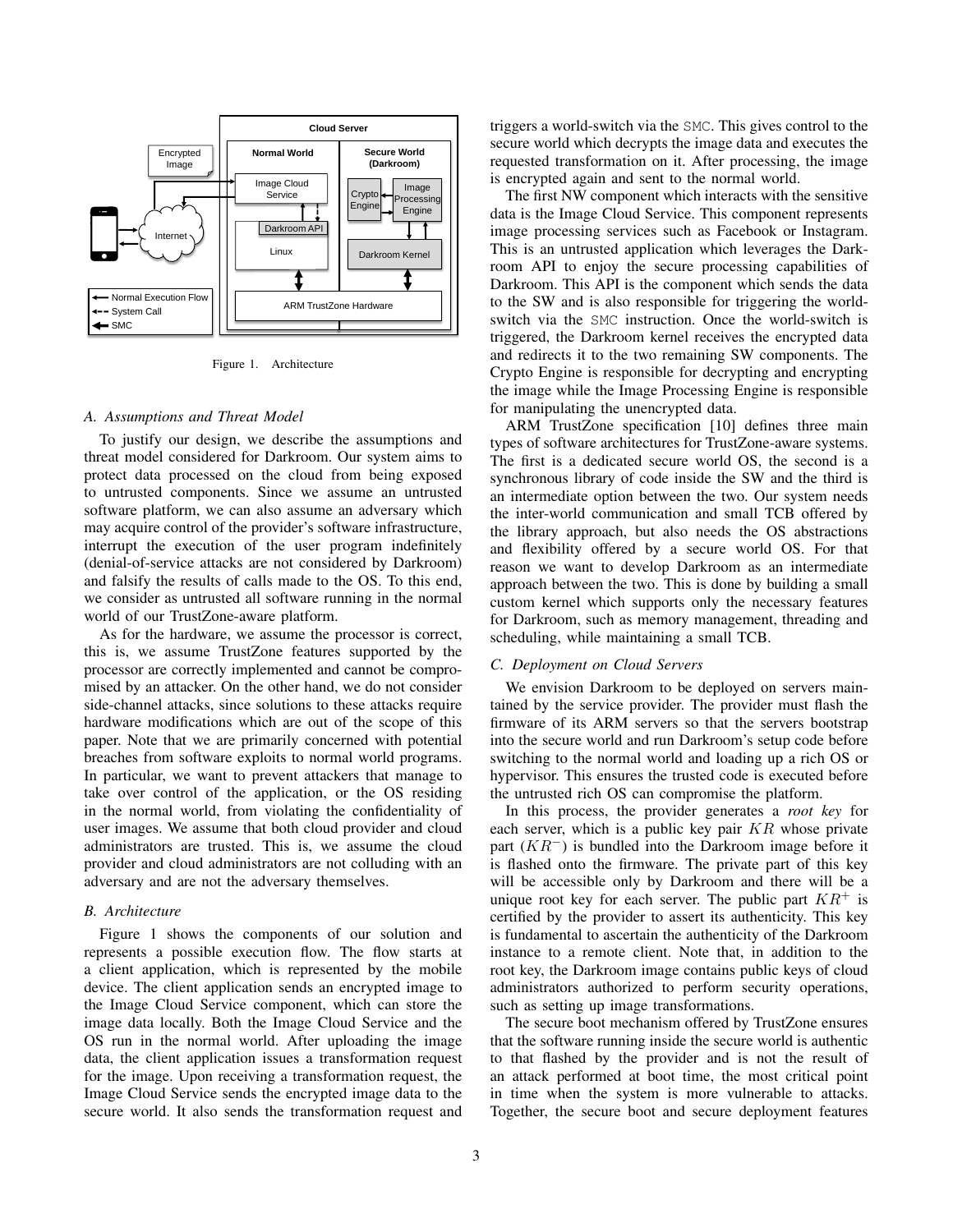Figure 1. Architecture

### A. Assumptions and Threat Model

To justify our design, we describe the assumptions and threat model considered for Darkroom. Our system aims to protect data processed on the cloud from being exposed to untrusted components. Since we assume an untrusted software platform, we can also assume an adversary which may acquire control of the provider's software infrastructure, interrupt the execution of the user program indefinitely (denial-of-service attacks are not considered by Darkroom) and falsify the results of calls made to the OS. To this end, we consider as untrusted all software running in the normal world of our TrustZone-aware platform.

As for the hardware, we assume the processor is correct, this is, we assume TrustZone features supported by the processor are correctly implemented and cannot be compromised by an attacker. On the other hand, we do not consider side-channel attacks, since solutions to these attacks require hardware modifications which are out of the scope of this paper. Note that we are primarily concerned with potential breaches from software exploits to normal world programs. In particular, we want to prevent attackers that manage to take over control of the application, or the OS residing in the normal world, from violating the confidentiality of user images. We assume that both cloud provider and cloud administrators are trusted. This is, we assume the cloud provider and cloud administrators are not colluding with an adversary and are not the adversary themselves.

### B. Architecture

Figure 1 shows the components of our solution and represents a possible execution flow. The flow starts at a client application, which is represented by the mobile device. The client application sends an encrypted image to the Image Cloud Service component, which can store the image data locally. Both the Image Cloud Service and the OS run in the normal world. After uploading the image data, the client application issues a transformation request for the image. Upon receiving a transformation request, the Image Cloud Service sends the encrypted image data to the secure world. It also sends the transformation request and triggers a world-switch via the SMC. This gives control to the secure world which decrypts the image data and executes the requested transformation on it. After processing, the image is encrypted again and sent to the normal world.

The first NW component which interacts with the sensitive data is the Image Cloud Service. This component represents image processing services such as Facebook or Instagram. This is an untrusted application which leverages the Darkroom API to enjoy the secure processing capabilities of Darkroom. This API is the component which sends the data to the SW and is also responsible for triggering the world-switch via the SMC instruction. Once the world-switch is triggered, the Darkroom kernel receives the encrypted data and redirects it to the two remaining SW components. The Crypto Engine is responsible for decrypting and encrypting the image while the Image Processing Engine is responsible for manipulating the unencrypted data.

ARM TrustZone specification [10] defines three main types of software architectures for TrustZone-aware systems. The first is a dedicated secure world OS, the second is a synchronous library of code inside the SW and the third is an intermediate option between the two. Our system needs the inter-world communication and small TCB offered by the library approach, but also needs the OS abstractions and flexibility offered by a secure world OS. For that reason we want to develop Darkroom as an intermediate approach between the two. This is done by building a small custom kernel which supports only the necessary features for Darkroom, such as memory management, threading and scheduling, while maintaining a small TCB.

### C. Deployment on Cloud Servers

We envision Darkroom to be deployed on servers maintained by the service provider. The provider must flash the firmware of its ARM servers so that the servers bootstrap into the secure world and run Darkroom's setup code before switching to the normal world and loading up a rich OS or hypervisor. This ensures the trusted code is executed before the untrusted rich OS can compromise the platform.

In this process, the provider generates a *root key* for each server, which is a public key pair $KR$ whose private part ($KR^{-}$) is bundled into the Darkroom image before it is flashed onto the firmware. The private part of this key will be accessible only by Darkroom and there will be a unique root key for each server. The public part $KR^{+}$ is certified by the provider to assert its authenticity. This key is fundamental to ascertain the authenticity of the Darkroom instance to a remote client. Note that, in addition to the root key, the Darkroom image contains public keys of cloud administrators authorized to perform security operations, such as setting up image transformations.

The secure boot mechanism offered by TrustZone ensures that the software running inside the secure world is authentic to that flashed by the provider and is not the result of an attack performed at boot time, the most critical point in time when the system is more vulnerable to attacks. Together, the secure boot and secure deployment features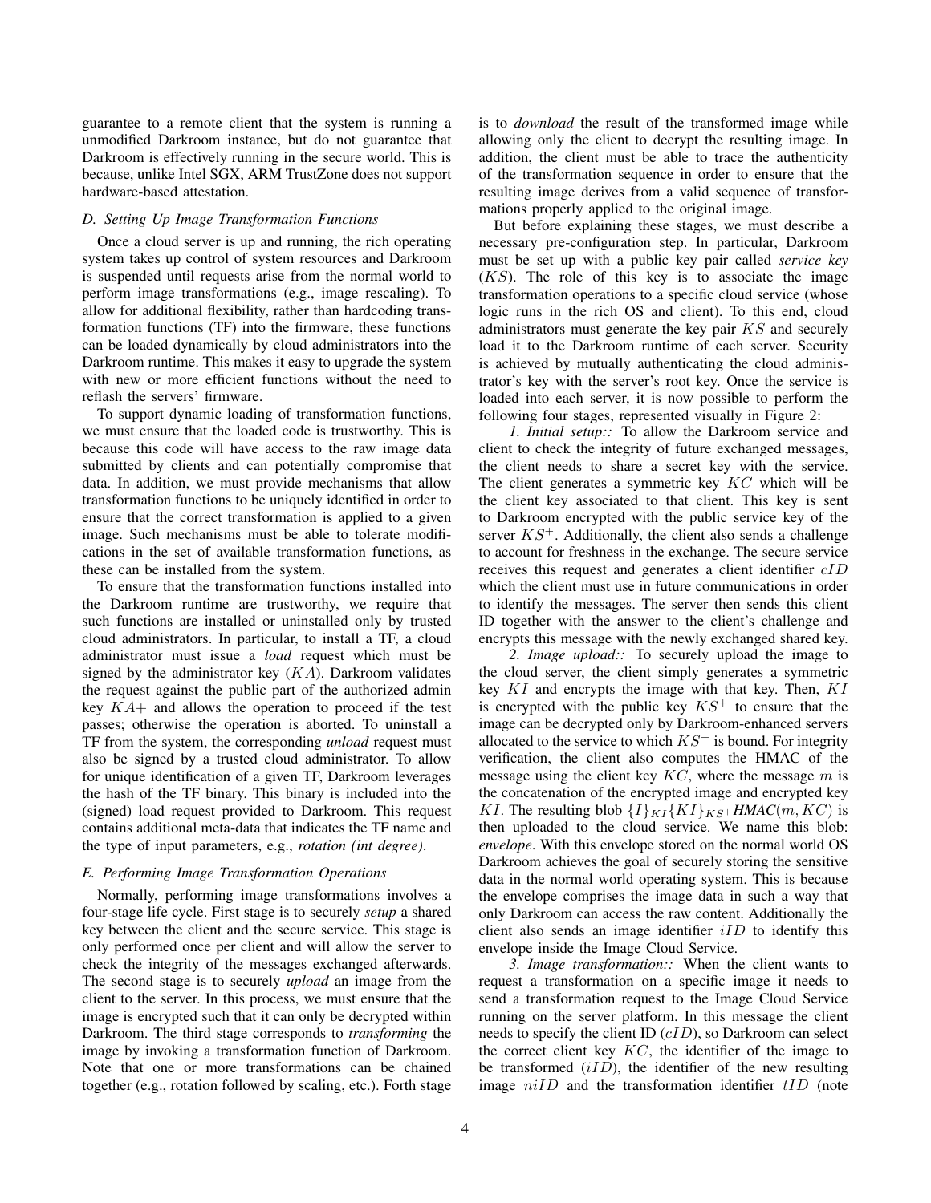guarantee to a remote client that the system is running a unmodified Darkroom instance, but do not guarantee that Darkroom is effectively running in the secure world. This is because, unlike Intel SGX, ARM TrustZone does not support hardware-based attestation.

### D. Setting Up Image Transformation Functions

Once a cloud server is up and running, the rich operating system takes up control of system resources and Darkroom is suspended until requests arise from the normal world to perform image transformations (e.g., image rescaling). To allow for additional flexibility, rather than hardcoding transformation functions (TF) into the firmware, these functions can be loaded dynamically by cloud administrators into the Darkroom runtime. This makes it easy to upgrade the system with new or more efficient functions without the need to reflash the servers' firmware.

To support dynamic loading of transformation functions, we must ensure that the loaded code is trustworthy. This is because this code will have access to the raw image data submitted by clients and can potentially compromise that data. In addition, we must provide mechanisms that allow transformation functions to be uniquely identified in order to ensure that the correct transformation is applied to a given image. Such mechanisms must be able to tolerate modifications in the set of available transformation functions, as these can be installed from the system.

To ensure that the transformation functions installed into the Darkroom runtime are trustworthy, we require that such functions are installed or uninstalled only by trusted cloud administrators. In particular, to install a TF, a cloud administrator must issue a *load* request which must be signed by the administrator key ($KA$). Darkroom validates the request against the public part of the authorized admin key $KA+$ and allows the operation to proceed if the test passes; otherwise the operation is aborted. To uninstall a TF from the system, the corresponding *unload* request must also be signed by a trusted cloud administrator. To allow for unique identification of a given TF, Darkroom leverages the hash of the TF binary. This binary is included into the (signed) load request provided to Darkroom. This request contains additional meta-data that indicates the TF name and the type of input parameters, e.g., *rotation (int degree)*.

### E. Performing Image Transformation Operations

Normally, performing image transformations involves a four-stage life cycle. First stage is to securely *setup* a shared key between the client and the secure service. This stage is only performed once per client and will allow the server to check the integrity of the messages exchanged afterwards. The second stage is to securely *upload* an image from the client to the server. In this process, we must ensure that the image is encrypted such that it can only be decrypted within Darkroom. The third stage corresponds to *transforming* the image by invoking a transformation function of Darkroom. Note that one or more transformations can be chained together (e.g., rotation followed by scaling, etc.). Forth stage is to *download* the result of the transformed image while allowing only the client to decrypt the resulting image. In addition, the client must be able to trace the authenticity of the transformation sequence in order to ensure that the resulting image derives from a valid sequence of transformations properly applied to the original image.

But before explaining these stages, we must describe a necessary pre-configuration step. In particular, Darkroom must be set up with a public key pair called *service key* ($KS$). The role of this key is to associate the image transformation operations to a specific cloud service (whose logic runs in the rich OS and client). To this end, cloud administrators must generate the key pair $KS$ and securely load it to the Darkroom runtime of each server. Security is achieved by mutually authenticating the cloud administrator's key with the server's root key. Once the service is loaded into each server, it is now possible to perform the following four stages, represented visually in Figure 2:

*1. Initial setup::* To allow the Darkroom service and client to check the integrity of future exchanged messages, the client needs to share a secret key with the service. The client generates a symmetric key $KC$ which will be the client key associated to that client. This key is sent to Darkroom encrypted with the public service key of the server $KS^+$. Additionally, the client also sends a challenge to account for freshness in the exchange. The secure service receives this request and generates a client identifier $cID$ which the client must use in future communications in order to identify the messages. The server then sends this client ID together with the answer to the client's challenge and encrypts this message with the newly exchanged shared key.

*2. Image upload::* To securely upload the image to the cloud server, the client simply generates a symmetric key $KI$ and encrypts the image with that key. Then, $KI$ is encrypted with the public key $KS^+$ to ensure that the image can be decrypted only by Darkroom-enhanced servers allocated to the service to which $KS^+$ is bound. For integrity verification, the client also computes the HMAC of the message using the client key $KC$, where the message $m$ is the concatenation of the encrypted image and encrypted key $KI$. The resulting blob $\{I\}_{KI}\{KI\}_{KS^+}\textit{HMAC}(m, KC)$ is then uploaded to the cloud service. We name this blob: *envelope*. With this envelope stored on the normal world OS Darkroom achieves the goal of securely storing the sensitive data in the normal world operating system. This is because the envelope comprises the image data in such a way that only Darkroom can access the raw content. Additionally the client also sends an image identifier $iID$ to identify this envelope inside the Image Cloud Service.

*3. Image transformation::* When the client wants to request a transformation on a specific image it needs to send a transformation request to the Image Cloud Service running on the server platform. In this message the client needs to specify the client ID ($cID$), so Darkroom can select the correct client key $KC$, the identifier of the image to be transformed ($iID$), the identifier of the new resulting image $niID$ and the transformation identifier $tID$ (note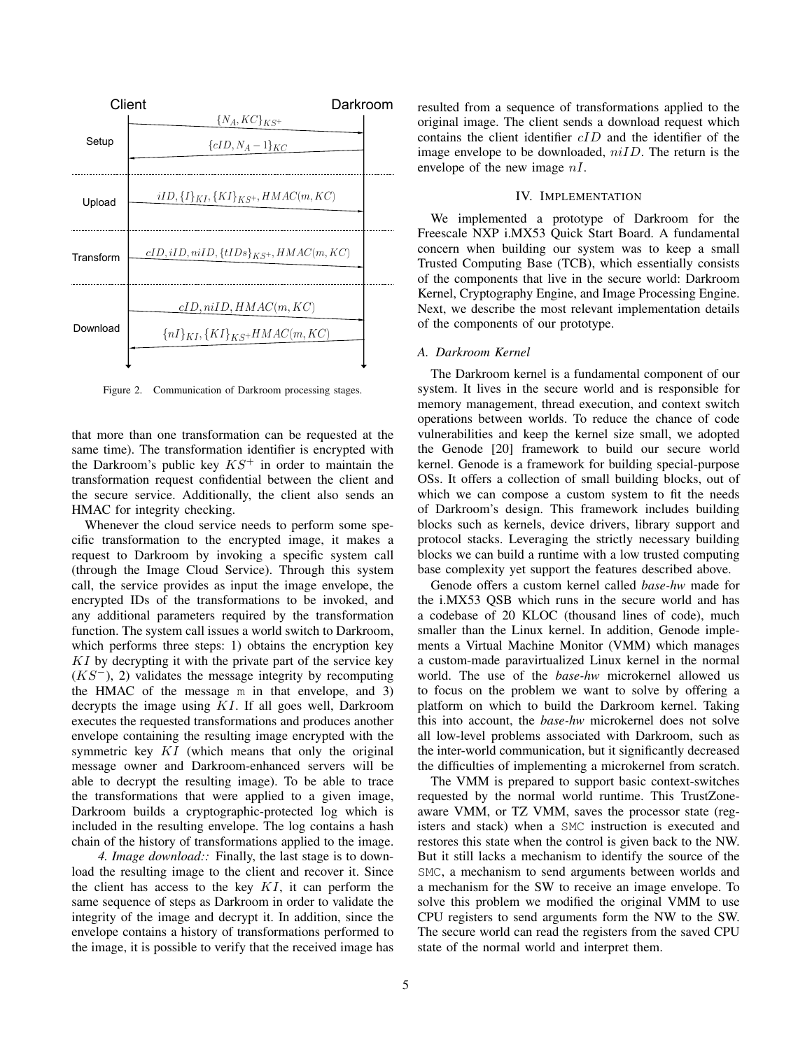Client Darkroom

Setup: $\{N_A, KC\}_{KS^+}$ (Client → Darkroom); $\{cID, N_A - 1\}_{KC}$ (Darkroom → Client)

Upload: $iID, \{I\}_{KI}, \{KI\}_{KS^+}, HMAC(m, KC)$ (Client → Darkroom)

Transform: $cID, iID, niID, \{tIDs\}_{KS^+}, HMAC(m, KC)$ (Client → Darkroom)

Download: $cID, niID, HMAC(m, KC)$ (Client → Darkroom); $\{nI\}_{KI}, \{KI\}_{KS^+} HMAC(m, KC)$ (Darkroom → Client)

Figure 2. Communication of Darkroom processing stages.

that more than one transformation can be requested at the same time). The transformation identifier is encrypted with the Darkroom's public key $KS^+$ in order to maintain the transformation request confidential between the client and the secure service. Additionally, the client also sends an HMAC for integrity checking.

Whenever the cloud service needs to perform some specific transformation to the encrypted image, it makes a request to Darkroom by invoking a specific system call (through the Image Cloud Service). Through this system call, the service provides as input the image envelope, the encrypted IDs of the transformations to be invoked, and any additional parameters required by the transformation function. The system call issues a world switch to Darkroom, which performs three steps: 1) obtains the encryption key $KI$ by decrypting it with the private part of the service key ($KS^-$), 2) validates the message integrity by recomputing the HMAC of the message `m` in that envelope, and 3) decrypts the image using $KI$. If all goes well, Darkroom executes the requested transformations and produces another envelope containing the resulting image encrypted with the symmetric key $KI$ (which means that only the original message owner and Darkroom-enhanced servers will be able to decrypt the resulting image). To be able to trace the transformations that were applied to a given image, Darkroom builds a cryptographic-protected log which is included in the resulting envelope. The log contains a hash chain of the history of transformations applied to the image.

*4. Image download::* Finally, the last stage is to download the resulting image to the client and recover it. Since the client has access to the key $KI$, it can perform the same sequence of steps as Darkroom in order to validate the integrity of the image and decrypt it. In addition, since the envelope contains a history of transformations performed to the image, it is possible to verify that the received image has resulted from a sequence of transformations applied to the original image. The client sends a download request which contains the client identifier $cID$ and the identifier of the image envelope to be downloaded, $niID$. The return is the envelope of the new image $nI$.

## IV. Implementation

We implemented a prototype of Darkroom for the Freescale NXP i.MX53 Quick Start Board. A fundamental concern when building our system was to keep a small Trusted Computing Base (TCB), which essentially consists of the components that live in the secure world: Darkroom Kernel, Cryptography Engine, and Image Processing Engine. Next, we describe the most relevant implementation details of the components of our prototype.

### A. Darkroom Kernel

The Darkroom kernel is a fundamental component of our system. It lives in the secure world and is responsible for memory management, thread execution, and context switch operations between worlds. To reduce the chance of code vulnerabilities and keep the kernel size small, we adopted the Genode [20] framework to build our secure world kernel. Genode is a framework for building special-purpose OSs. It offers a collection of small building blocks, out of which we can compose a custom system to fit the needs of Darkroom's design. This framework includes building blocks such as kernels, device drivers, library support and protocol stacks. Leveraging the strictly necessary building blocks we can build a runtime with a low trusted computing base complexity yet support the features described above.

Genode offers a custom kernel called *base-hw* made for the i.MX53 QSB which runs in the secure world and has a codebase of 20 KLOC (thousand lines of code), much smaller than the Linux kernel. In addition, Genode implements a Virtual Machine Monitor (VMM) which manages a custom-made paravirtualized Linux kernel in the normal world. The use of the *base-hw* microkernel allowed us to focus on the problem we want to solve by offering a platform on which to build the Darkroom kernel. Taking this into account, the *base-hw* microkernel does not solve all low-level problems associated with Darkroom, such as the inter-world communication, but it significantly decreased the difficulties of implementing a microkernel from scratch.

The VMM is prepared to support basic context-switches requested by the normal world runtime. This TrustZone-aware VMM, or TZ VMM, saves the processor state (registers and stack) when a `SMC` instruction is executed and restores this state when the control is given back to the NW. But it still lacks a mechanism to identify the source of the `SMC`, a mechanism to send arguments between worlds and a mechanism for the SW to receive an image envelope. To solve this problem we modified the original VMM to use CPU registers to send arguments form the NW to the SW. The secure world can read the registers from the saved CPU state of the normal world and interpret them.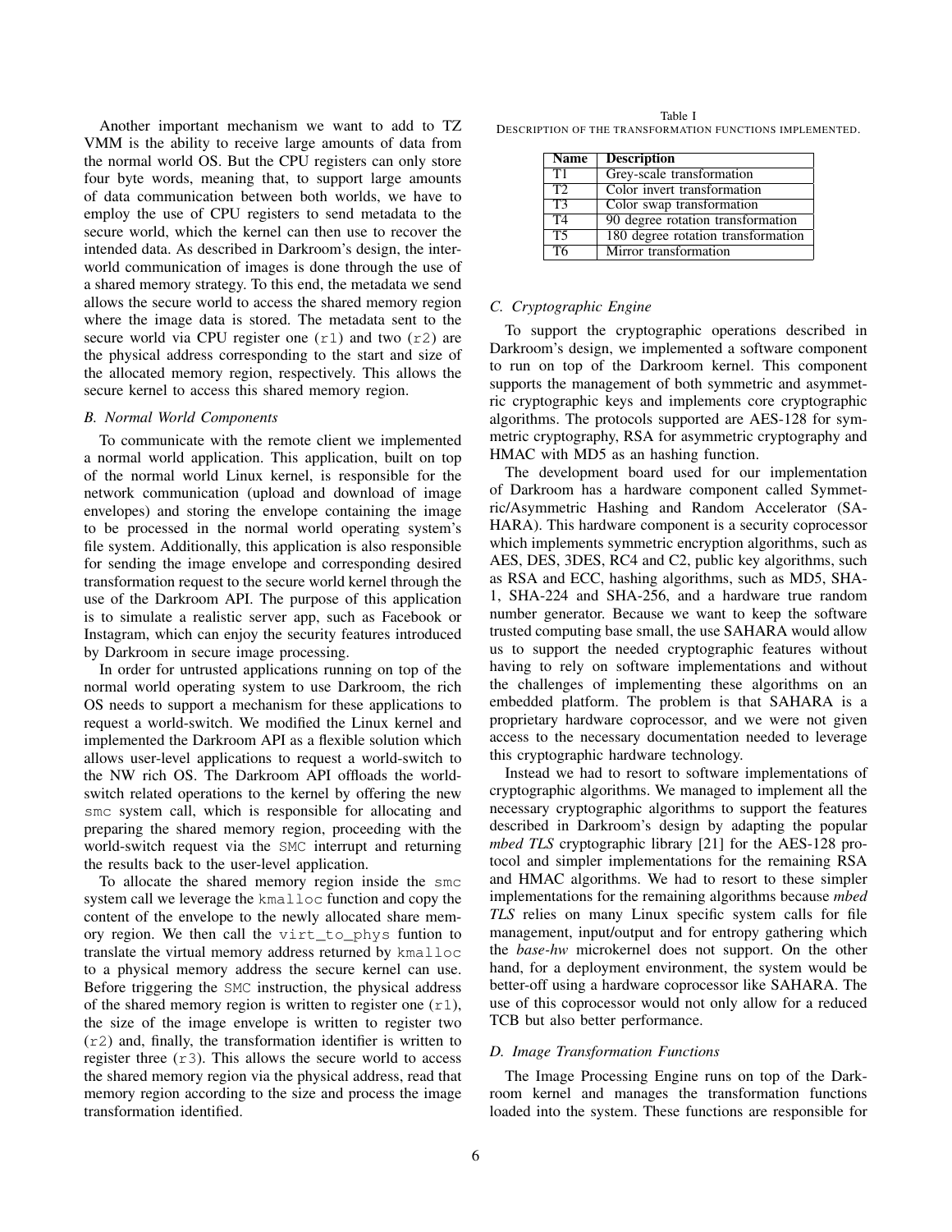Another important mechanism we want to add to TZ VMM is the ability to receive large amounts of data from the normal world OS. But the CPU registers can only store four byte words, meaning that, to support large amounts of data communication between both worlds, we have to employ the use of CPU registers to send metadata to the secure world, which the kernel can then use to recover the intended data. As described in Darkroom's design, the inter-world communication of images is done through the use of a shared memory strategy. To this end, the metadata we send allows the secure world to access the shared memory region where the image data is stored. The metadata sent to the secure world via CPU register one (`r1`) and two (`r2`) are the physical address corresponding to the start and size of the allocated memory region, respectively. This allows the secure kernel to access this shared memory region.

### *B. Normal World Components*

To communicate with the remote client we implemented a normal world application. This application, built on top of the normal world Linux kernel, is responsible for the network communication (upload and download of image envelopes) and storing the envelope containing the image to be processed in the normal world operating system's file system. Additionally, this application is also responsible for sending the image envelope and corresponding desired transformation request to the secure world kernel through the use of the Darkroom API. The purpose of this application is to simulate a realistic server app, such as Facebook or Instagram, which can enjoy the security features introduced by Darkroom in secure image processing.

In order for untrusted applications running on top of the normal world operating system to use Darkroom, the rich OS needs to support a mechanism for these applications to request a world-switch. We modified the Linux kernel and implemented the Darkroom API as a flexible solution which allows user-level applications to request a world-switch to the NW rich OS. The Darkroom API offloads the world-switch related operations to the kernel by offering the new `smc` system call, which is responsible for allocating and preparing the shared memory region, proceeding with the world-switch request via the `SMC` interrupt and returning the results back to the user-level application.

To allocate the shared memory region inside the `smc` system call we leverage the `kmalloc` function and copy the content of the envelope to the newly allocated share memory region. We then call the `virt_to_phys` funtion to translate the virtual memory address returned by `kmalloc` to a physical memory address the secure kernel can use. Before triggering the `SMC` instruction, the physical address of the shared memory region is written to register one (`r1`), the size of the image envelope is written to register two (`r2`) and, finally, the transformation identifier is written to register three (`r3`). This allows the secure world to access the shared memory region via the physical address, read that memory region according to the size and process the image transformation identified.

Table I
DESCRIPTION OF THE TRANSFORMATION FUNCTIONS IMPLEMENTED.

| Name | Description |
|---|---|
| T1 | Grey-scale transformation |
| T2 | Color invert transformation |
| T3 | Color swap transformation |
| T4 | 90 degree rotation transformation |
| T5 | 180 degree rotation transformation |
| T6 | Mirror transformation |

### *C. Cryptographic Engine*

To support the cryptographic operations described in Darkroom's design, we implemented a software component to run on top of the Darkroom kernel. This component supports the management of both symmetric and asymmetric cryptographic keys and implements core cryptographic algorithms. The protocols supported are AES-128 for symmetric cryptography, RSA for asymmetric cryptography and HMAC with MD5 as an hashing function.

The development board used for our implementation of Darkroom has a hardware component called Symmetric/Asymmetric Hashing and Random Accelerator (SAHARA). This hardware component is a security coprocessor which implements symmetric encryption algorithms, such as AES, DES, 3DES, RC4 and C2, public key algorithms, such as RSA and ECC, hashing algorithms, such as MD5, SHA-1, SHA-224 and SHA-256, and a hardware true random number generator. Because we want to keep the software trusted computing base small, the use SAHARA would allow us to support the needed cryptographic features without having to rely on software implementations and without the challenges of implementing these algorithms on an embedded platform. The problem is that SAHARA is a proprietary hardware coprocessor, and we were not given access to the necessary documentation needed to leverage this cryptographic hardware technology.

Instead we had to resort to software implementations of cryptographic algorithms. We managed to implement all the necessary cryptographic algorithms to support the features described in Darkroom's design by adapting the popular *mbed TLS* cryptographic library [21] for the AES-128 protocol and simpler implementations for the remaining RSA and HMAC algorithms. We had to resort to these simpler implementations for the remaining algorithms because *mbed TLS* relies on many Linux specific system calls for file management, input/output and for entropy gathering which the *base-hw* microkernel does not support. On the other hand, for a deployment environment, the system would be better-off using a hardware coprocessor like SAHARA. The use of this coprocessor would not only allow for a reduced TCB but also better performance.

### *D. Image Transformation Functions*

The Image Processing Engine runs on top of the Darkroom kernel and manages the transformation functions loaded into the system. These functions are responsible for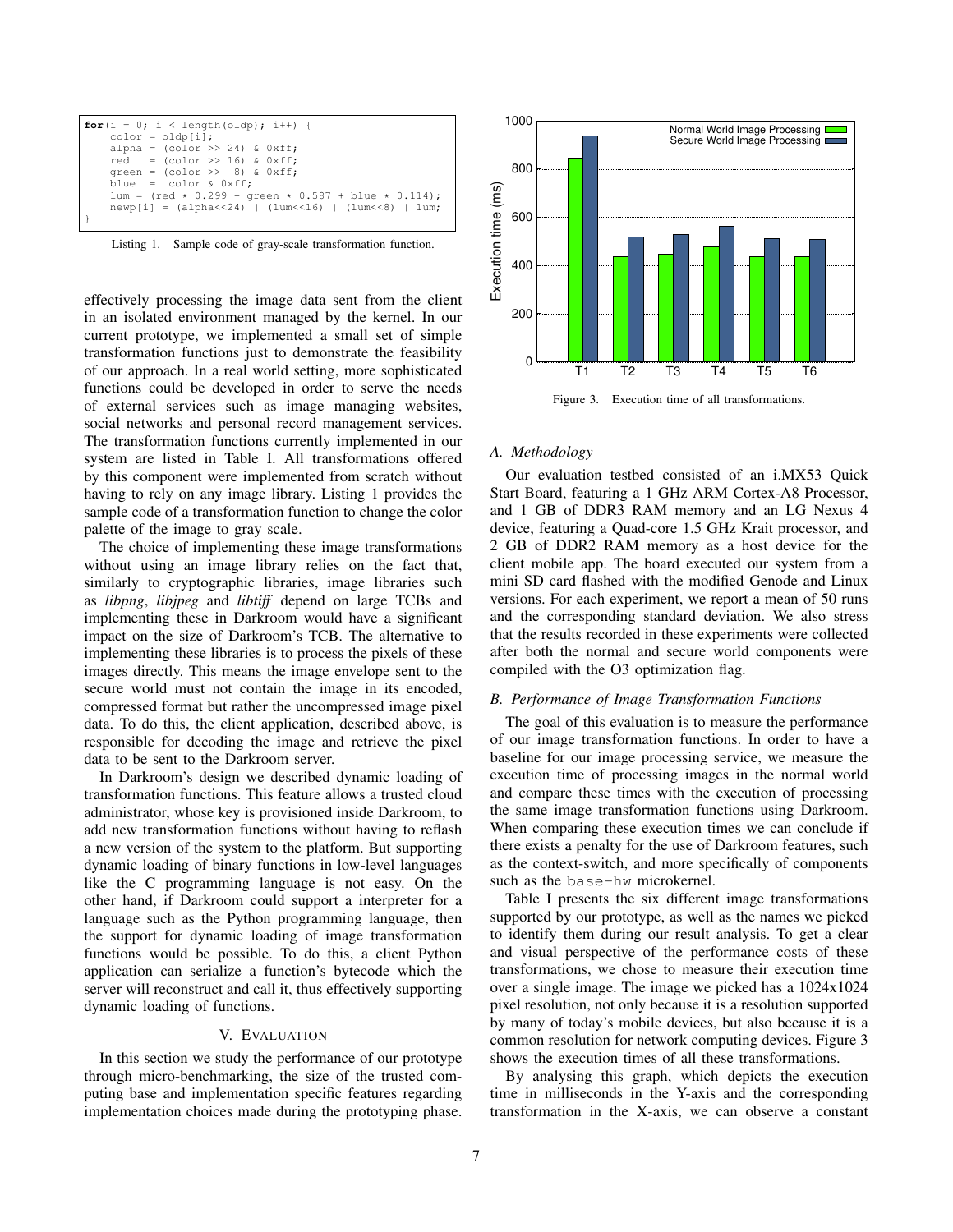```
for(i = 0; i < length(oldp); i++) {
    color = oldp[i];
    alpha = (color >> 24) & 0xff;
    red   = (color >> 16) & 0xff;
    green = (color >>  8) & 0xff;
    blue  =  color & 0xff;
    lum = (red * 0.299 + green * 0.587 + blue * 0.114);
    newp[i] = (alpha<<24) | (lum<<16) | (lum<<8) | lum;
}
```

Listing 1. Sample code of gray-scale transformation function.

effectively processing the image data sent from the client in an isolated environment managed by the kernel. In our current prototype, we implemented a small set of simple transformation functions just to demonstrate the feasibility of our approach. In a real world setting, more sophisticated functions could be developed in order to serve the needs of external services such as image managing websites, social networks and personal record management services. The transformation functions currently implemented in our system are listed in Table I. All transformations offered by this component were implemented from scratch without having to rely on any image library. Listing 1 provides the sample code of a transformation function to change the color palette of the image to gray scale.

The choice of implementing these image transformations without using an image library relies on the fact that, similarly to cryptographic libraries, image libraries such as *libpng*, *libjpeg* and *libtiff* depend on large TCBs and implementing these in Darkroom would have a significant impact on the size of Darkroom's TCB. The alternative to implementing these libraries is to process the pixels of these images directly. This means the image envelope sent to the secure world must not contain the image in its encoded, compressed format but rather the uncompressed image pixel data. To do this, the client application, described above, is responsible for decoding the image and retrieve the pixel data to be sent to the Darkroom server.

In Darkroom's design we described dynamic loading of transformation functions. This feature allows a trusted cloud administrator, whose key is provisioned inside Darkroom, to add new transformation functions without having to reflash a new version of the system to the platform. But supporting dynamic loading of binary functions in low-level languages like the C programming language is not easy. On the other hand, if Darkroom could support a interpreter for a language such as the Python programming language, then the support for dynamic loading of image transformation functions would be possible. To do this, a client Python application can serialize a function's bytecode which the server will reconstruct and call it, thus effectively supporting dynamic loading of functions.

## V. Evaluation

In this section we study the performance of our prototype through micro-benchmarking, the size of the trusted computing base and implementation specific features regarding implementation choices made during the prototyping phase.

Figure 3. Execution time of all transformations.

### A. Methodology

Our evaluation testbed consisted of an i.MX53 Quick Start Board, featuring a 1 GHz ARM Cortex-A8 Processor, and 1 GB of DDR3 RAM memory and an LG Nexus 4 device, featuring a Quad-core 1.5 GHz Krait processor, and 2 GB of DDR2 RAM memory as a host device for the client mobile app. The board executed our system from a mini SD card flashed with the modified Genode and Linux versions. For each experiment, we report a mean of 50 runs and the corresponding standard deviation. We also stress that the results recorded in these experiments were collected after both the normal and secure world components were compiled with the O3 optimization flag.

### B. Performance of Image Transformation Functions

The goal of this evaluation is to measure the performance of our image transformation functions. In order to have a baseline for our image processing service, we measure the execution time of processing images in the normal world and compare these times with the execution of processing the same image transformation functions using Darkroom. When comparing these execution times we can conclude if there exists a penalty for the use of Darkroom features, such as the context-switch, and more specifically of components such as the `base-hw` microkernel.

Table I presents the six different image transformations supported by our prototype, as well as the names we picked to identify them during our result analysis. To get a clear and visual perspective of the performance costs of these transformations, we chose to measure their execution time over a single image. The image we picked has a 1024x1024 pixel resolution, not only because it is a resolution supported by many of today's mobile devices, but also because it is a common resolution for network computing devices. Figure 3 shows the execution times of all these transformations.

By analysing this graph, which depicts the execution time in milliseconds in the Y-axis and the corresponding transformation in the X-axis, we can observe a constant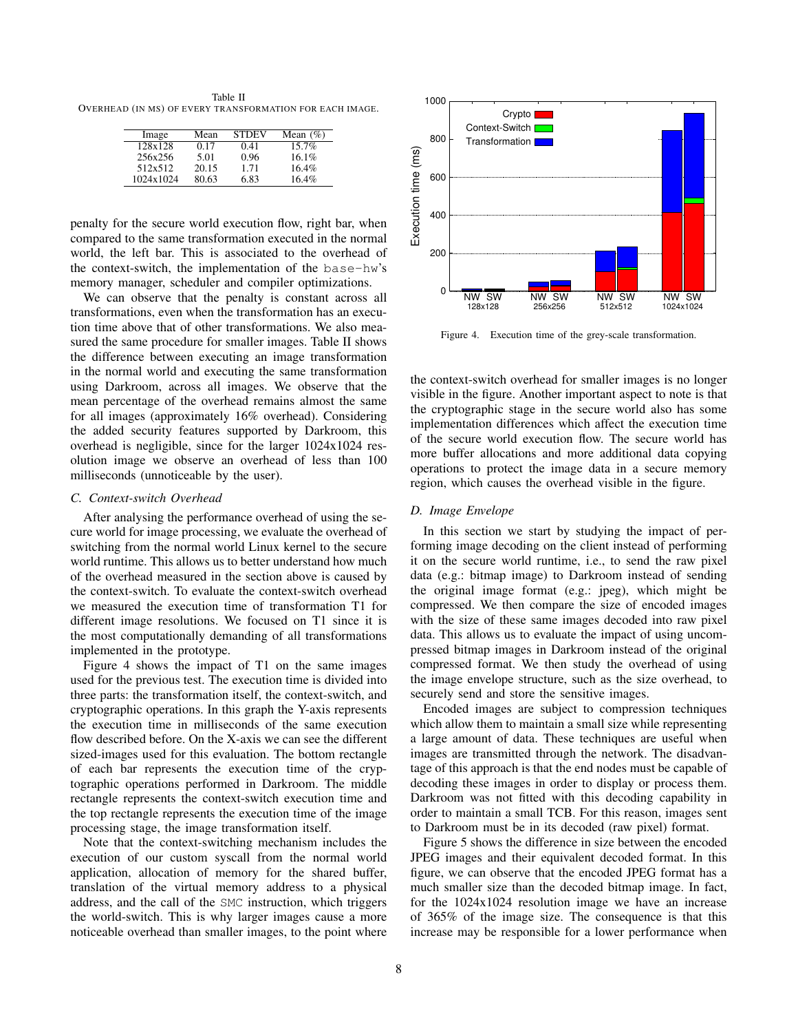Table II
OVERHEAD (IN MS) OF EVERY TRANSFORMATION FOR EACH IMAGE.

| Image | Mean | STDEV | Mean (%) |
|---|---|---|---|
| 128x128 | 0.17 | 0.41 | 15.7% |
| 256x256 | 5.01 | 0.96 | 16.1% |
| 512x512 | 20.15 | 1.71 | 16.4% |
| 1024x1024 | 80.63 | 6.83 | 16.4% |

penalty for the secure world execution flow, right bar, when compared to the same transformation executed in the normal world, the left bar. This is associated to the overhead of the context-switch, the implementation of the base-hw's memory manager, scheduler and compiler optimizations.

We can observe that the penalty is constant across all transformations, even when the transformation has an execution time above that of other transformations. We also measured the same procedure for smaller images. Table II shows the difference between executing an image transformation in the normal world and executing the same transformation using Darkroom, across all images. We observe that the mean percentage of the overhead remains almost the same for all images (approximately 16% overhead). Considering the added security features supported by Darkroom, this overhead is negligible, since for the larger 1024x1024 resolution image we observe an overhead of less than 100 milliseconds (unnoticeable by the user).

### C. Context-switch Overhead

After analysing the performance overhead of using the secure world for image processing, we evaluate the overhead of switching from the normal world Linux kernel to the secure world runtime. This allows us to better understand how much of the overhead measured in the section above is caused by the context-switch. To evaluate the context-switch overhead we measured the execution time of transformation T1 for different image resolutions. We focused on T1 since it is the most computationally demanding of all transformations implemented in the prototype.

Figure 4 shows the impact of T1 on the same images used for the previous test. The execution time is divided into three parts: the transformation itself, the context-switch, and cryptographic operations. In this graph the Y-axis represents the execution time in milliseconds of the same execution flow described before. On the X-axis we can see the different sized-images used for this evaluation. The bottom rectangle of each bar represents the execution time of the cryptographic operations performed in Darkroom. The middle rectangle represents the context-switch execution time and the top rectangle represents the execution time of the image processing stage, the image transformation itself.

Note that the context-switching mechanism includes the execution of our custom syscall from the normal world application, allocation of memory for the shared buffer, translation of the virtual memory address to a physical address, and the call of the SMC instruction, which triggers the world-switch. This is why larger images cause a more noticeable overhead than smaller images, to the point where the context-switch overhead for smaller images is no longer visible in the figure. Another important aspect to note is that the cryptographic stage in the secure world also has some implementation differences which affect the execution time of the secure world execution flow. The secure world has more buffer allocations and more additional data copying operations to protect the image data in a secure memory region, which causes the overhead visible in the figure.

Figure 4. Execution time of the grey-scale transformation.

### D. Image Envelope

In this section we start by studying the impact of performing image decoding on the client instead of performing it on the secure world runtime, i.e., to send the raw pixel data (e.g.: bitmap image) to Darkroom instead of sending the original image format (e.g.: jpeg), which might be compressed. We then compare the size of encoded images with the size of these same images decoded into raw pixel data. This allows us to evaluate the impact of using uncompressed bitmap images in Darkroom instead of the original compressed format. We then study the overhead of using the image envelope structure, such as the size overhead, to securely send and store the sensitive images.

Encoded images are subject to compression techniques which allow them to maintain a small size while representing a large amount of data. These techniques are useful when images are transmitted through the network. The disadvantage of this approach is that the end nodes must be capable of decoding these images in order to display or process them. Darkroom was not fitted with this decoding capability in order to maintain a small TCB. For this reason, images sent to Darkroom must be in its decoded (raw pixel) format.

Figure 5 shows the difference in size between the encoded JPEG images and their equivalent decoded format. In this figure, we can observe that the encoded JPEG format has a much smaller size than the decoded bitmap image. In fact, for the 1024x1024 resolution image we have an increase of 365% of the image size. The consequence is that this increase may be responsible for a lower performance when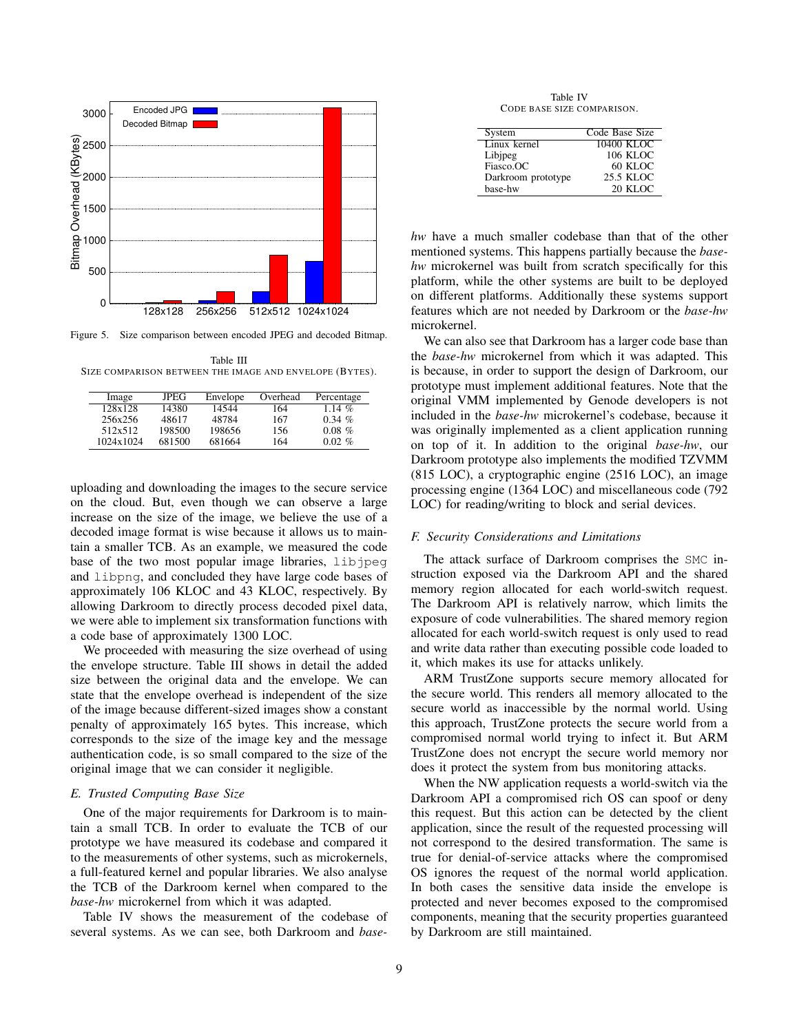Figure 5. Size comparison between encoded JPEG and decoded Bitmap.

Table III
SIZE COMPARISON BETWEEN THE IMAGE AND ENVELOPE (BYTES).

| Image | JPEG | Envelope | Overhead | Percentage |
|---|---|---|---|---|
| 128x128 | 14380 | 14544 | 164 | 1.14 % |
| 256x256 | 48617 | 48784 | 167 | 0.34 % |
| 512x512 | 198500 | 198656 | 156 | 0.08 % |
| 1024x1024 | 681500 | 681664 | 164 | 0.02 % |

uploading and downloading the images to the secure service on the cloud. But, even though we can observe a large increase on the size of the image, we believe the use of a decoded image format is wise because it allows us to maintain a smaller TCB. As an example, we measured the code base of the two most popular image libraries, `libjpeg` and `libpng`, and concluded they have large code bases of approximately 106 KLOC and 43 KLOC, respectively. By allowing Darkroom to directly process decoded pixel data, we were able to implement six transformation functions with a code base of approximately 1300 LOC.

We proceeded with measuring the size overhead of using the envelope structure. Table III shows in detail the added size between the original data and the envelope. We can state that the envelope overhead is independent of the size of the image because different-sized images show a constant penalty of approximately 165 bytes. This increase, which corresponds to the size of the image key and the message authentication code, is so small compared to the size of the original image that we can consider it negligible.

### *E. Trusted Computing Base Size*

One of the major requirements for Darkroom is to maintain a small TCB. In order to evaluate the TCB of our prototype we have measured its codebase and compared it to the measurements of other systems, such as microkernels, a full-featured kernel and popular libraries. We also analyse the TCB of the Darkroom kernel when compared to the *base-hw* microkernel from which it was adapted.

Table IV shows the measurement of the codebase of several systems. As we can see, both Darkroom and *base-hw* have a much smaller codebase than that of the other mentioned systems. This happens partially because the *base-hw* microkernel was built from scratch specifically for this platform, while the other systems are built to be deployed on different platforms. Additionally these systems support features which are not needed by Darkroom or the *base-hw* microkernel.

Table IV
CODE BASE SIZE COMPARISON.

| System | Code Base Size |
|---|---|
| Linux kernel | 10400 KLOC |
| Libjpeg | 106 KLOC |
| Fiasco.OC | 60 KLOC |
| Darkroom prototype | 25.5 KLOC |
| base-hw | 20 KLOC |

We can also see that Darkroom has a larger code base than the *base-hw* microkernel from which it was adapted. This is because, in order to support the design of Darkroom, our prototype must implement additional features. Note that the original VMM implemented by Genode developers is not included in the *base-hw* microkernel's codebase, because it was originally implemented as a client application running on top of it. In addition to the original *base-hw*, our Darkroom prototype also implements the modified TZVMM (815 LOC), a cryptographic engine (2516 LOC), an image processing engine (1364 LOC) and miscellaneous code (792 LOC) for reading/writing to block and serial devices.

### *F. Security Considerations and Limitations*

The attack surface of Darkroom comprises the `SMC` instruction exposed via the Darkroom API and the shared memory region allocated for each world-switch request. The Darkroom API is relatively narrow, which limits the exposure of code vulnerabilities. The shared memory region allocated for each world-switch request is only used to read and write data rather than executing possible code loaded to it, which makes its use for attacks unlikely.

ARM TrustZone supports secure memory allocated for the secure world. This renders all memory allocated to the secure world as inaccessible by the normal world. Using this approach, TrustZone protects the secure world from a compromised normal world trying to infect it. But ARM TrustZone does not encrypt the secure world memory nor does it protect the system from bus monitoring attacks.

When the NW application requests a world-switch via the Darkroom API a compromised rich OS can spoof or deny this request. But this action can be detected by the client application, since the result of the requested processing will not correspond to the desired transformation. The same is true for denial-of-service attacks where the compromised OS ignores the request of the normal world application. In both cases the sensitive data inside the envelope is protected and never becomes exposed to the compromised components, meaning that the security properties guaranteed by Darkroom are still maintained.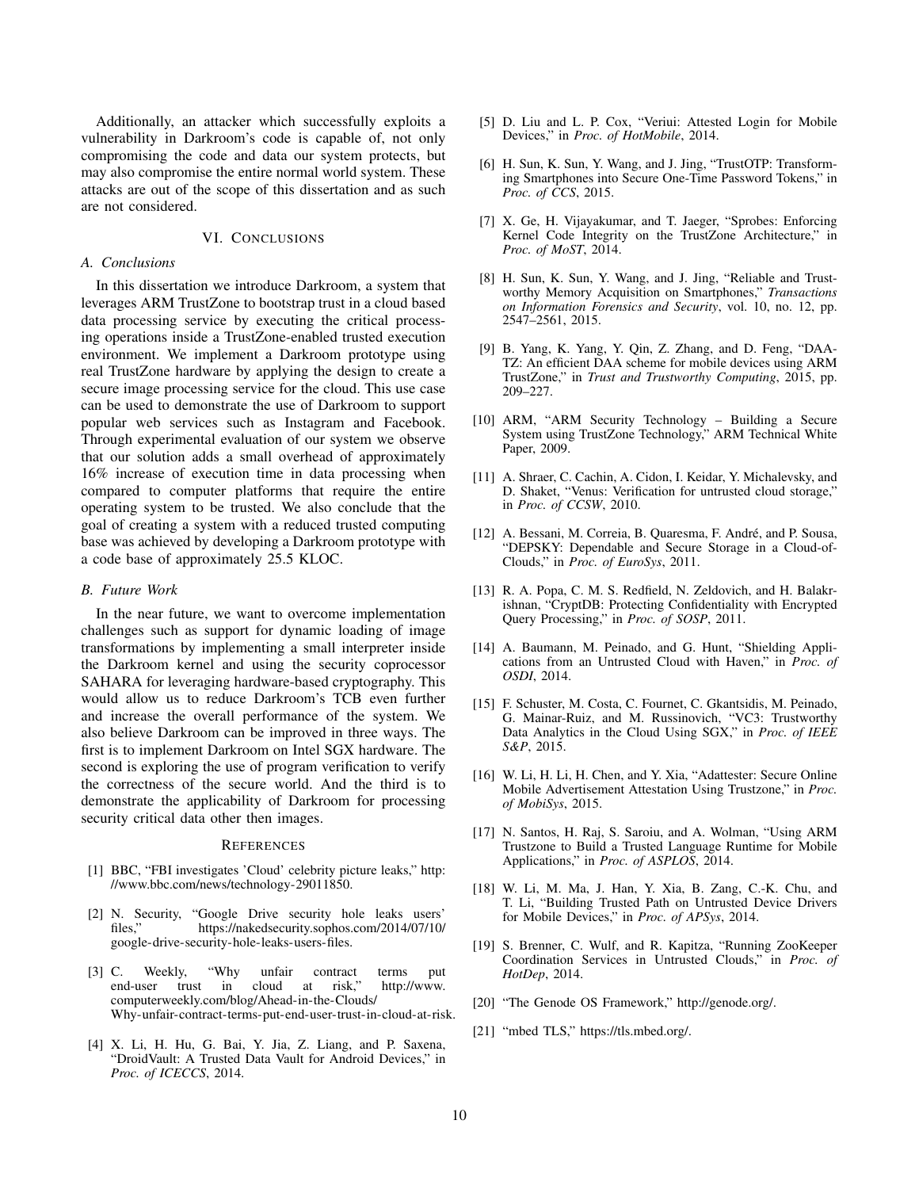Additionally, an attacker which successfully exploits a vulnerability in Darkroom's code is capable of, not only compromising the code and data our system protects, but may also compromise the entire normal world system. These attacks are out of the scope of this dissertation and as such are not considered.

## VI. Conclusions

### A. Conclusions

In this dissertation we introduce Darkroom, a system that leverages ARM TrustZone to bootstrap trust in a cloud based data processing service by executing the critical processing operations inside a TrustZone-enabled trusted execution environment. We implement a Darkroom prototype using real TrustZone hardware by applying the design to create a secure image processing service for the cloud. This use case can be used to demonstrate the use of Darkroom to support popular web services such as Instagram and Facebook. Through experimental evaluation of our system we observe that our solution adds a small overhead of approximately 16% increase of execution time in data processing when compared to computer platforms that require the entire operating system to be trusted. We also conclude that the goal of creating a system with a reduced trusted computing base was achieved by developing a Darkroom prototype with a code base of approximately 25.5 KLOC.

### B. Future Work

In the near future, we want to overcome implementation challenges such as support for dynamic loading of image transformations by implementing a small interpreter inside the Darkroom kernel and using the security coprocessor SAHARA for leveraging hardware-based cryptography. This would allow us to reduce Darkroom's TCB even further and increase the overall performance of the system. We also believe Darkroom can be improved in three ways. The first is to implement Darkroom on Intel SGX hardware. The second is exploring the use of program verification to verify the correctness of the secure world. And the third is to demonstrate the applicability of Darkroom for processing security critical data other then images.

## References

[1] BBC, "FBI investigates 'Cloud' celebrity picture leaks," http://www.bbc.com/news/technology-29011850.

[2] N. Security, "Google Drive security hole leaks users' files," https://nakedsecurity.sophos.com/2014/07/10/google-drive-security-hole-leaks-users-files.

[3] C. Weekly, "Why unfair contract terms put end-user trust in cloud at risk," http://www.computerweekly.com/blog/Ahead-in-the-Clouds/Why-unfair-contract-terms-put-end-user-trust-in-cloud-at-risk.

[4] X. Li, H. Hu, G. Bai, Y. Jia, Z. Liang, and P. Saxena, "DroidVault: A Trusted Data Vault for Android Devices," in *Proc. of ICECCS*, 2014.

[5] D. Liu and L. P. Cox, "Veriui: Attested Login for Mobile Devices," in *Proc. of HotMobile*, 2014.

[6] H. Sun, K. Sun, Y. Wang, and J. Jing, "TrustOTP: Transforming Smartphones into Secure One-Time Password Tokens," in *Proc. of CCS*, 2015.

[7] X. Ge, H. Vijayakumar, and T. Jaeger, "Sprobes: Enforcing Kernel Code Integrity on the TrustZone Architecture," in *Proc. of MoST*, 2014.

[8] H. Sun, K. Sun, Y. Wang, and J. Jing, "Reliable and Trustworthy Memory Acquisition on Smartphones," *Transactions on Information Forensics and Security*, vol. 10, no. 12, pp. 2547–2561, 2015.

[9] B. Yang, K. Yang, Y. Qin, Z. Zhang, and D. Feng, "DAA-TZ: An efficient DAA scheme for mobile devices using ARM TrustZone," in *Trust and Trustworthy Computing*, 2015, pp. 209–227.

[10] ARM, "ARM Security Technology – Building a Secure System using TrustZone Technology," ARM Technical White Paper, 2009.

[11] A. Shraer, C. Cachin, A. Cidon, I. Keidar, Y. Michalevsky, and D. Shaket, "Venus: Verification for untrusted cloud storage," in *Proc. of CCSW*, 2010.

[12] A. Bessani, M. Correia, B. Quaresma, F. André, and P. Sousa, "DEPSKY: Dependable and Secure Storage in a Cloud-of-Clouds," in *Proc. of EuroSys*, 2011.

[13] R. A. Popa, C. M. S. Redfield, N. Zeldovich, and H. Balakrishnan, "CryptDB: Protecting Confidentiality with Encrypted Query Processing," in *Proc. of SOSP*, 2011.

[14] A. Baumann, M. Peinado, and G. Hunt, "Shielding Applications from an Untrusted Cloud with Haven," in *Proc. of OSDI*, 2014.

[15] F. Schuster, M. Costa, C. Fournet, C. Gkantsidis, M. Peinado, G. Mainar-Ruiz, and M. Russinovich, "VC3: Trustworthy Data Analytics in the Cloud Using SGX," in *Proc. of IEEE S&P*, 2015.

[16] W. Li, H. Li, H. Chen, and Y. Xia, "Adattester: Secure Online Mobile Advertisement Attestation Using Trustzone," in *Proc. of MobiSys*, 2015.

[17] N. Santos, H. Raj, S. Saroiu, and A. Wolman, "Using ARM Trustzone to Build a Trusted Language Runtime for Mobile Applications," in *Proc. of ASPLOS*, 2014.

[18] W. Li, M. Ma, J. Han, Y. Xia, B. Zang, C.-K. Chu, and T. Li, "Building Trusted Path on Untrusted Device Drivers for Mobile Devices," in *Proc. of APSys*, 2014.

[19] S. Brenner, C. Wulf, and R. Kapitza, "Running ZooKeeper Coordination Services in Untrusted Clouds," in *Proc. of HotDep*, 2014.

[20] "The Genode OS Framework," http://genode.org/.

[21] "mbed TLS," https://tls.mbed.org/.